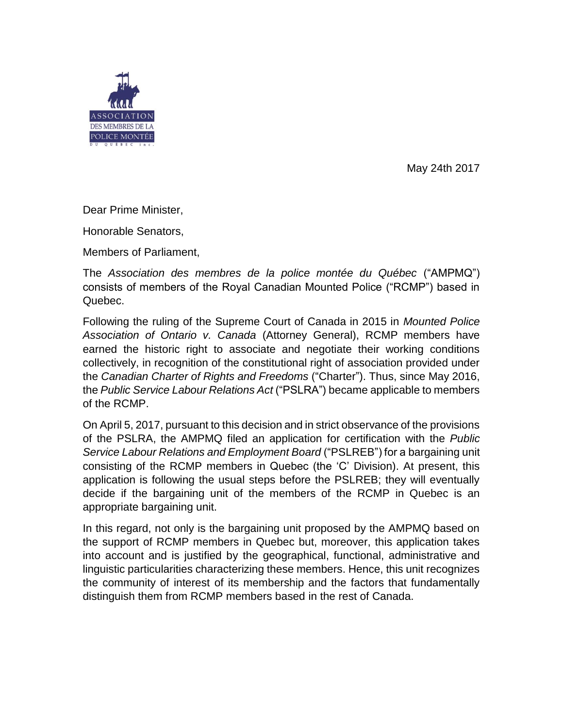ASSOCIATION DES MEMBRES DE LA POLICE MONTÉE DU QUÉBEC inc.

May 24th 2017

Dear Prime Minister,

Honorable Senators,

Members of Parliament,

The *Association des membres de la police montée du Québec* ("AMPMQ") consists of members of the Royal Canadian Mounted Police ("RCMP") based in Quebec.

Following the ruling of the Supreme Court of Canada in 2015 in *Mounted Police Association of Ontario v. Canada* (Attorney General), RCMP members have earned the historic right to associate and negotiate their working conditions collectively, in recognition of the constitutional right of association provided under the *Canadian Charter of Rights and Freedoms* ("Charter"). Thus, since May 2016, the *Public Service Labour Relations Act* ("PSLRA") became applicable to members of the RCMP.

On April 5, 2017, pursuant to this decision and in strict observance of the provisions of the PSLRA, the AMPMQ filed an application for certification with the *Public Service Labour Relations and Employment Board* ("PSLREB") for a bargaining unit consisting of the RCMP members in Quebec (the 'C' Division). At present, this application is following the usual steps before the PSLREB; they will eventually decide if the bargaining unit of the members of the RCMP in Quebec is an appropriate bargaining unit.

In this regard, not only is the bargaining unit proposed by the AMPMQ based on the support of RCMP members in Quebec but, moreover, this application takes into account and is justified by the geographical, functional, administrative and linguistic particularities characterizing these members. Hence, this unit recognizes the community of interest of its membership and the factors that fundamentally distinguish them from RCMP members based in the rest of Canada.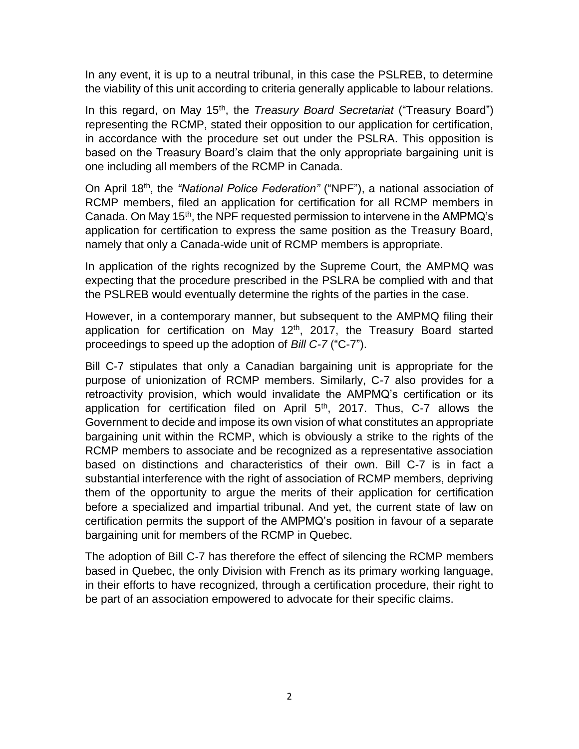In any event, it is up to a neutral tribunal, in this case the PSLREB, to determine the viability of this unit according to criteria generally applicable to labour relations.

In this regard, on May 15th, the *Treasury Board Secretariat* ("Treasury Board") representing the RCMP, stated their opposition to our application for certification, in accordance with the procedure set out under the PSLRA. This opposition is based on the Treasury Board's claim that the only appropriate bargaining unit is one including all members of the RCMP in Canada.

On April 18th, the *"National Police Federation"* ("NPF"), a national association of RCMP members, filed an application for certification for all RCMP members in Canada. On May 15th, the NPF requested permission to intervene in the AMPMQ's application for certification to express the same position as the Treasury Board, namely that only a Canada-wide unit of RCMP members is appropriate.

In application of the rights recognized by the Supreme Court, the AMPMQ was expecting that the procedure prescribed in the PSLRA be complied with and that the PSLREB would eventually determine the rights of the parties in the case.

However, in a contemporary manner, but subsequent to the AMPMQ filing their application for certification on May 12th, 2017, the Treasury Board started proceedings to speed up the adoption of *Bill C-7* ("C-7").

Bill C-7 stipulates that only a Canadian bargaining unit is appropriate for the purpose of unionization of RCMP members. Similarly, C-7 also provides for a retroactivity provision, which would invalidate the AMPMQ's certification or its application for certification filed on April 5th, 2017. Thus, C-7 allows the Government to decide and impose its own vision of what constitutes an appropriate bargaining unit within the RCMP, which is obviously a strike to the rights of the RCMP members to associate and be recognized as a representative association based on distinctions and characteristics of their own. Bill C-7 is in fact a substantial interference with the right of association of RCMP members, depriving them of the opportunity to argue the merits of their application for certification before a specialized and impartial tribunal. And yet, the current state of law on certification permits the support of the AMPMQ's position in favour of a separate bargaining unit for members of the RCMP in Quebec.

The adoption of Bill C-7 has therefore the effect of silencing the RCMP members based in Quebec, the only Division with French as its primary working language, in their efforts to have recognized, through a certification procedure, their right to be part of an association empowered to advocate for their specific claims.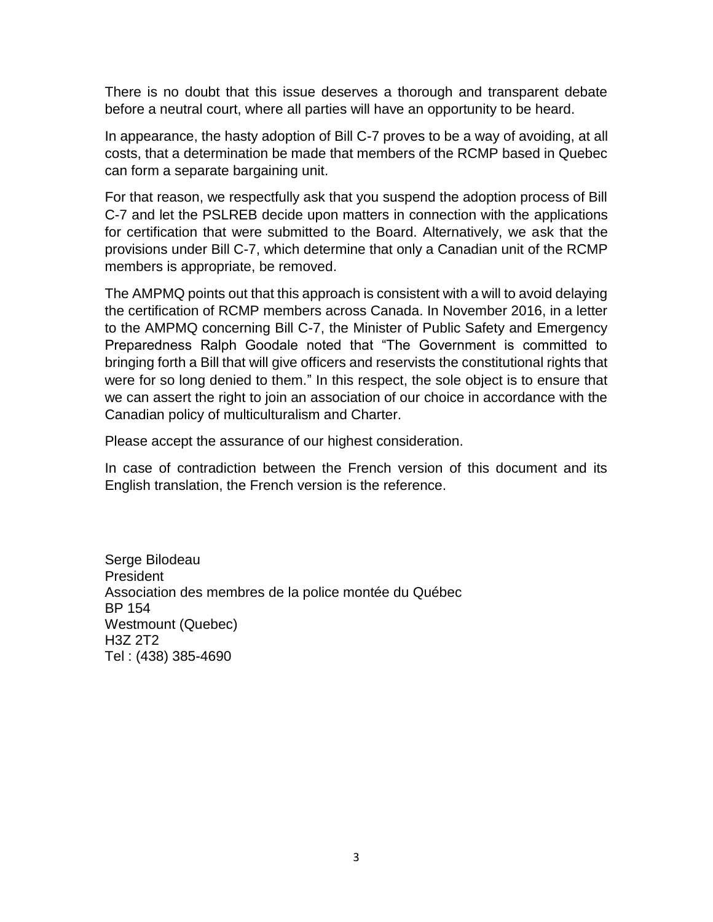There is no doubt that this issue deserves a thorough and transparent debate before a neutral court, where all parties will have an opportunity to be heard.

In appearance, the hasty adoption of Bill C-7 proves to be a way of avoiding, at all costs, that a determination be made that members of the RCMP based in Quebec can form a separate bargaining unit.

For that reason, we respectfully ask that you suspend the adoption process of Bill C-7 and let the PSLREB decide upon matters in connection with the applications for certification that were submitted to the Board. Alternatively, we ask that the provisions under Bill C-7, which determine that only a Canadian unit of the RCMP members is appropriate, be removed.

The AMPMQ points out that this approach is consistent with a will to avoid delaying the certification of RCMP members across Canada. In November 2016, in a letter to the AMPMQ concerning Bill C-7, the Minister of Public Safety and Emergency Preparedness Ralph Goodale noted that "The Government is committed to bringing forth a Bill that will give officers and reservists the constitutional rights that were for so long denied to them." In this respect, the sole object is to ensure that we can assert the right to join an association of our choice in accordance with the Canadian policy of multiculturalism and Charter.

Please accept the assurance of our highest consideration.

In case of contradiction between the French version of this document and its English translation, the French version is the reference.

Serge Bilodeau
President
Association des membres de la police montée du Québec
BP 154
Westmount (Quebec)
H3Z 2T2
Tel : (438) 385-4690